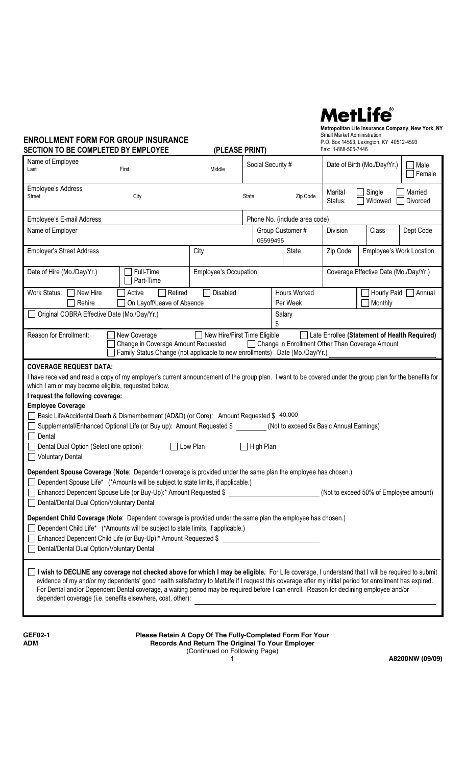**MetLife®**

**Metropolitan Life Insurance Company, New York, NY**
Small Market Administration
P.O. Box 14593, Lexington, KY 40512-4593
Fax: 1-888-505-7446

# ENROLLMENT FORM FOR GROUP INSURANCE

**SECTION TO BE COMPLETED BY EMPLOYEE (PLEASE PRINT)**

| Name of Employee: Last / First / Middle | Social Security # | Date of Birth (Mo./Day/Yr.) | ☐ Male ☐ Female |
|---|---|---|---|
| Employee's Address: Street / City / State / Zip Code | | Marital Status: ☐ Single ☐ Married ☐ Widowed ☐ Divorced | |
| Employee's E-mail Address | Phone No. (include area code) | | |

| Name of Employer | Group Customer # 05599495 | Division | Class | Dept Code |
|---|---|---|---|---|
| Employer's Street Address / City / State | | Zip Code | Employee's Work Location | |

| Date of Hire (Mo./Day/Yr.) | ☐ Full-Time ☐ Part-Time | Employee's Occupation | Coverage Effective Date (Mo./Day/Yr.) |
|---|---|---|---|
| Work Status: ☐ New Hire ☐ Active ☐ Retired ☐ Disabled ☐ Rehire ☐ On Layoff/Leave of Absence | | Hours Worked Per Week | ☐ Hourly Paid ☐ Annual ☐ Monthly |
| ☐ Original COBRA Effective Date (Mo./Day/Yr.) | | Salary $ | |

Reason for Enrollment: ☐ New Coverage ☐ New Hire/First Time Eligible ☐ Late Enrollee **(Statement of Health Required)** ☐ Change in Coverage Amount Requested ☐ Change in Enrollment Other Than Coverage Amount ☐ Family Status Change (not applicable to new enrollments) Date (Mo./Day/Yr.) \_\_\_\_\_\_\_\_\_\_

**COVERAGE REQUEST DATA:**

I have received and read a copy of my employer's current announcement of the group plan. I want to be covered under the group plan for the benefits for which I am or may become eligible, requested below.

**I request the following coverage:**

**Employee Coverage**

☐ Basic Life/Accidental Death & Dismemberment (AD&D) (or Core): Amount Requested $ 40,000

☐ Supplemental/Enhanced Optional Life (or Buy up): Amount Requested $ \_\_\_\_\_\_\_\_ (Not to exceed 5x Basic Annual Earnings)

☐ Dental

☐ Dental Dual Option (Select one option): ☐ Low Plan ☐ High Plan

☐ Voluntary Dental

**Dependent Spouse Coverage** (**Note**: Dependent coverage is provided under the same plan the employee has chosen.)

☐ Dependent Spouse Life* (*Amounts will be subject to state limits, if applicable.)

☐ Enhanced Dependent Spouse Life (or Buy-Up):* Amount Requested $ \_\_\_\_\_\_\_\_\_\_\_\_ (Not to exceed 50% of Employee amount)

☐ Dental/Dental Dual Option/Voluntary Dental

**Dependent Child Coverage** (**Note**: Dependent coverage is provided under the same plan the employee has chosen.)

☐ Dependent Child Life* (*Amounts will be subject to state limits, if applicable.)

☐ Enhanced Dependent Child Life (or Buy-Up):* Amount Requested $ \_\_\_\_\_\_\_\_\_\_\_\_

☐ Dental/Dental Dual Option/Voluntary Dental

☐ **I wish to DECLINE any coverage not checked above for which I may be eligible.** For Life coverage, I understand that I will be required to submit evidence of my and/or my dependents' good health satisfactory to MetLife if I request this coverage after my initial period for enrollment has expired. For Dental and/or Dependent Dental coverage, a waiting period may be required before I can enroll. Reason for declining employee and/or dependent coverage (i.e. benefits elsewhere, cost, other): \_\_\_\_\_\_\_\_\_\_\_\_

GEF02-1
ADM

**Please Retain A Copy Of The Fully-Completed Form For Your Records And Return The Original To Your Employer**
(Continued on Following Page)

A8200NW (09/09)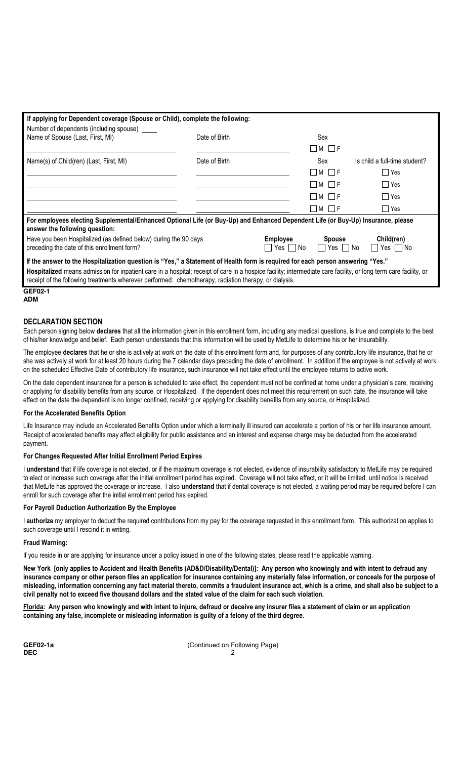**If applying for Dependent coverage (Spouse or Child), complete the following:**

Number of dependents (including spouse) ____

| Name of Spouse (Last, First, MI) | Date of Birth | Sex | |
|---|---|---|---|
| | | ☐ M ☐ F | |
| **Name(s) of Child(ren) (Last, First, MI)** | **Date of Birth** | **Sex** | **Is child a full-time student?** |
| | | ☐ M ☐ F | ☐ Yes |
| | | ☐ M ☐ F | ☐ Yes |
| | | ☐ M ☐ F | ☐ Yes |
| | | ☐ M ☐ F | ☐ Yes |

**For employees electing Supplemental/Enhanced Optional Life (or Buy-Up) and Enhanced Dependent Life (or Buy-Up) Insurance, please answer the following question:**

| Have you been Hospitalized (as defined below) during the 90 days preceding the date of this enrollment form? | Employee | Spouse | Child(ren) |
|---|---|---|---|
| | ☐ Yes ☐ No | ☐ Yes ☐ No | ☐ Yes ☐ No |

**If the answer to the Hospitalization question is "Yes," a Statement of Health form is required for each person answering "Yes."**

**Hospitalized** means admission for inpatient care in a hospital; receipt of care in a hospice facility; intermediate care facility, or long term care facility, or receipt of the following treatments wherever performed: chemotherapy, radiation therapy, or dialysis.

**GEF02-1**
**ADM**

## DECLARATION SECTION

Each person signing below **declares** that all the information given in this enrollment form, including any medical questions, is true and complete to the best of his/her knowledge and belief. Each person understands that this information will be used by MetLife to determine his or her insurability.

The employee **declares** that he or she is actively at work on the date of this enrollment form and, for purposes of any contributory life insurance, that he or she was actively at work for at least 20 hours during the 7 calendar days preceding the date of enrollment. In addition if the employee is not actively at work on the scheduled Effective Date of contributory life insurance, such insurance will not take effect until the employee returns to active work.

On the date dependent insurance for a person is scheduled to take effect, the dependent must not be confined at home under a physician's care, receiving or applying for disability benefits from any source, or Hospitalized. If the dependent does not meet this requirement on such date, the insurance will take effect on the date the dependent is no longer confined, receiving or applying for disability benefits from any source, or Hospitalized.

### For the Accelerated Benefits Option

Life Insurance may include an Accelerated Benefits Option under which a terminally ill insured can accelerate a portion of his or her life insurance amount. Receipt of accelerated benefits may affect eligibility for public assistance and an interest and expense charge may be deducted from the accelerated payment.

### For Changes Requested After Initial Enrollment Period Expires

I **understand** that if life coverage is not elected, or if the maximum coverage is not elected, evidence of insurability satisfactory to MetLife may be required to elect or increase such coverage after the initial enrollment period has expired. Coverage will not take effect, or it will be limited, until notice is received that MetLife has approved the coverage or increase. I also **understand** that if dental coverage is not elected, a waiting period may be required before I can enroll for such coverage after the initial enrollment period has expired.

### For Payroll Deduction Authorization By the Employee

I **authorize** my employer to deduct the required contributions from my pay for the coverage requested in this enrollment form. This authorization applies to such coverage until I rescind it in writing.

### Fraud Warning:

If you reside in or are applying for insurance under a policy issued in one of the following states, please read the applicable warning.

**New York [only applies to Accident and Health Benefits (AD&D/Disability/Dental)]: Any person who knowingly and with intent to defraud any insurance company or other person files an application for insurance containing any materially false information, or conceals for the purpose of misleading, information concerning any fact material thereto, commits a fraudulent insurance act, which is a crime, and shall also be subject to a civil penalty not to exceed five thousand dollars and the stated value of the claim for each such violation.**

**Florida: Any person who knowingly and with intent to injure, defraud or deceive any insurer files a statement of claim or an application containing any false, incomplete or misleading information is guilty of a felony of the third degree.**

**GEF02-1a**
**DEC**

(Continued on Following Page)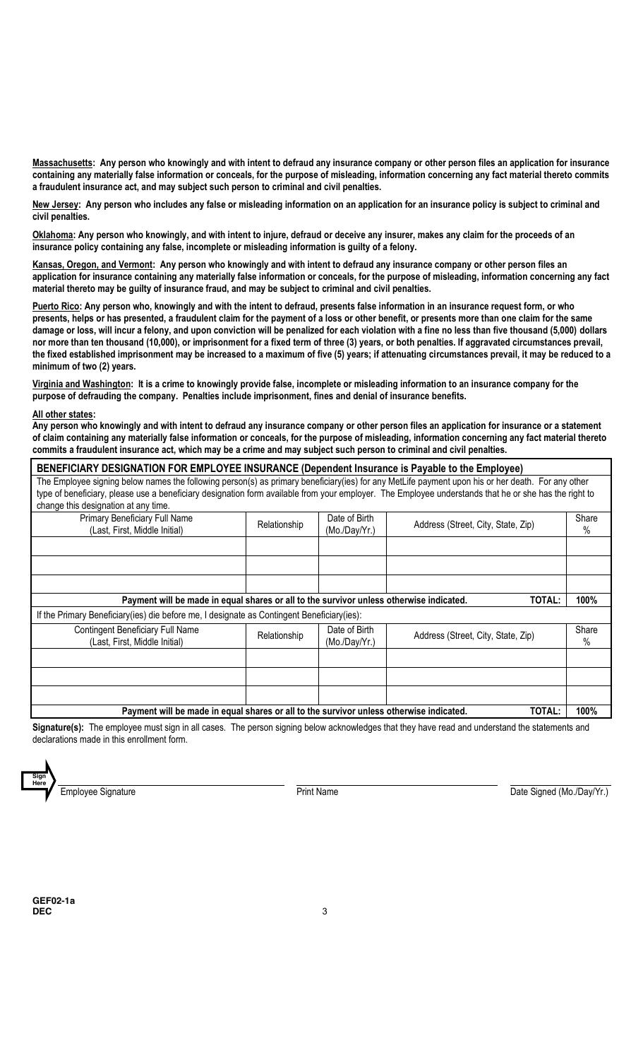**Massachusetts: Any person who knowingly and with intent to defraud any insurance company or other person files an application for insurance containing any materially false information or conceals, for the purpose of misleading, information concerning any fact material thereto commits a fraudulent insurance act, and may subject such person to criminal and civil penalties.**

**New Jersey: Any person who includes any false or misleading information on an application for an insurance policy is subject to criminal and civil penalties.**

**Oklahoma: Any person who knowingly, and with intent to injure, defraud or deceive any insurer, makes any claim for the proceeds of an insurance policy containing any false, incomplete or misleading information is guilty of a felony.**

**Kansas, Oregon, and Vermont: Any person who knowingly and with intent to defraud any insurance company or other person files an application for insurance containing any materially false information or conceals, for the purpose of misleading, information concerning any fact material thereto may be guilty of insurance fraud, and may be subject to criminal and civil penalties.**

**Puerto Rico: Any person who, knowingly and with the intent to defraud, presents false information in an insurance request form, or who presents, helps or has presented, a fraudulent claim for the payment of a loss or other benefit, or presents more than one claim for the same damage or loss, will incur a felony, and upon conviction will be penalized for each violation with a fine no less than five thousand (5,000) dollars nor more than ten thousand (10,000), or imprisonment for a fixed term of three (3) years, or both penalties. If aggravated circumstances prevail, the fixed established imprisonment may be increased to a maximum of five (5) years; if attenuating circumstances prevail, it may be reduced to a minimum of two (2) years.**

**Virginia and Washington: It is a crime to knowingly provide false, incomplete or misleading information to an insurance company for the purpose of defrauding the company. Penalties include imprisonment, fines and denial of insurance benefits.**

**All other states:**

**Any person who knowingly and with intent to defraud any insurance company or other person files an application for insurance or a statement of claim containing any materially false information or conceals, for the purpose of misleading, information concerning any fact material thereto commits a fraudulent insurance act, which may be a crime and may subject such person to criminal and civil penalties.**

**BENEFICIARY DESIGNATION FOR EMPLOYEE INSURANCE (Dependent Insurance is Payable to the Employee)**

The Employee signing below names the following person(s) as primary beneficiary(ies) for any MetLife payment upon his or her death. For any other type of beneficiary, please use a beneficiary designation form available from your employer. The Employee understands that he or she has the right to change this designation at any time.

| Primary Beneficiary Full Name (Last, First, Middle Initial) | Relationship | Date of Birth (Mo./Day/Yr.) | Address (Street, City, State, Zip) | Share % |
|---|---|---|---|---|
| | | | | |
| | | | | |
| | | | | |
| **Payment will be made in equal shares or all to the survivor unless otherwise indicated.** | | | **TOTAL:** | **100%** |

If the Primary Beneficiary(ies) die before me, I designate as Contingent Beneficiary(ies):

| Contingent Beneficiary Full Name (Last, First, Middle Initial) | Relationship | Date of Birth (Mo./Day/Yr.) | Address (Street, City, State, Zip) | Share % |
|---|---|---|---|---|
| | | | | |
| | | | | |
| | | | | |
| **Payment will be made in equal shares or all to the survivor unless otherwise indicated.** | | | **TOTAL:** | **100%** |

**Signature(s):** The employee must sign in all cases. The person signing below acknowledges that they have read and understand the statements and declarations made in this enrollment form.

Sign Here

Employee Signature ____________________ Print Name ____________________ Date Signed (Mo./Day/Yr.) ____________________

**GEF02-1a**
**DEC**